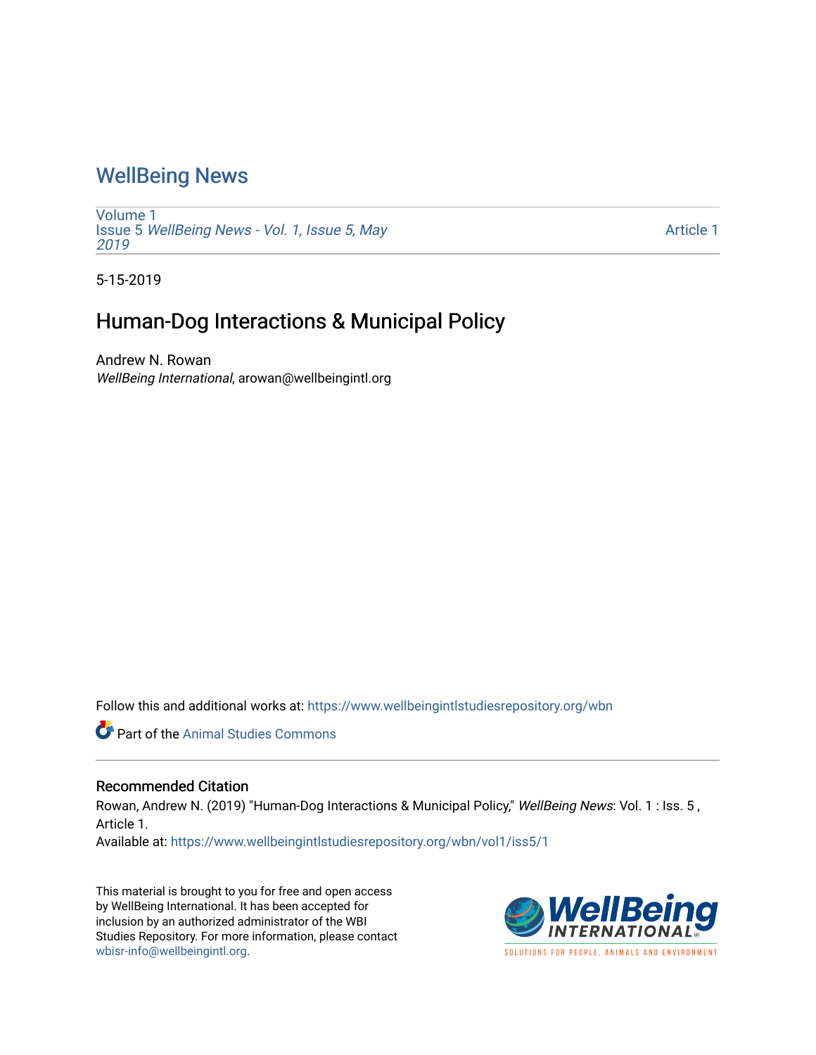# WellBeing News

Volume 1
Issue 5 *WellBeing News - Vol. 1, Issue 5, May 2019*

Article 1

5-15-2019

## Human-Dog Interactions & Municipal Policy

Andrew N. Rowan
*WellBeing International*, arowan@wellbeingintl.org

Follow this and additional works at: https://www.wellbeingintlstudiesrepository.org/wbn

Part of the Animal Studies Commons

### Recommended Citation

Rowan, Andrew N. (2019) "Human-Dog Interactions & Municipal Policy," *WellBeing News*: Vol. 1 : Iss. 5 , Article 1.
Available at: https://www.wellbeingintlstudiesrepository.org/wbn/vol1/iss5/1

This material is brought to you for free and open access by WellBeing International. It has been accepted for inclusion by an authorized administrator of the WBI Studies Repository. For more information, please contact wbisr-info@wellbeingintl.org.

WellBeing INTERNATIONAL
SOLUTIONS FOR PEOPLE, ANIMALS AND ENVIRONMENT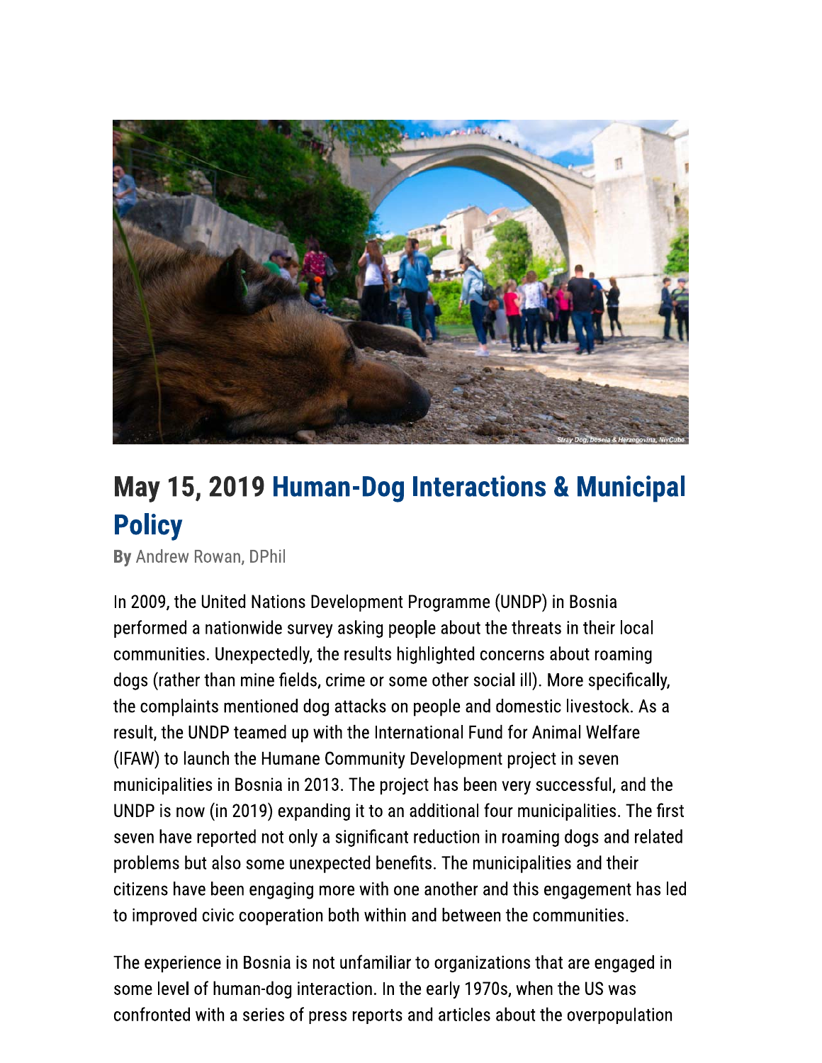Stray Dog, Bosnia & Herzegovina, NirCube

# May 15, 2019 Human-Dog Interactions & Municipal Policy

**By** Andrew Rowan, DPhil

In 2009, the United Nations Development Programme (UNDP) in Bosnia performed a nationwide survey asking people about the threats in their local communities. Unexpectedly, the results highlighted concerns about roaming dogs (rather than mine fields, crime or some other social ill). More specifically, the complaints mentioned dog attacks on people and domestic livestock. As a result, the UNDP teamed up with the International Fund for Animal Welfare (IFAW) to launch the Humane Community Development project in seven municipalities in Bosnia in 2013. The project has been very successful, and the UNDP is now (in 2019) expanding it to an additional four municipalities. The first seven have reported not only a significant reduction in roaming dogs and related problems but also some unexpected benefits. The municipalities and their citizens have been engaging more with one another and this engagement has led to improved civic cooperation both within and between the communities.

The experience in Bosnia is not unfamiliar to organizations that are engaged in some level of human-dog interaction. In the early 1970s, when the US was confronted with a series of press reports and articles about the overpopulation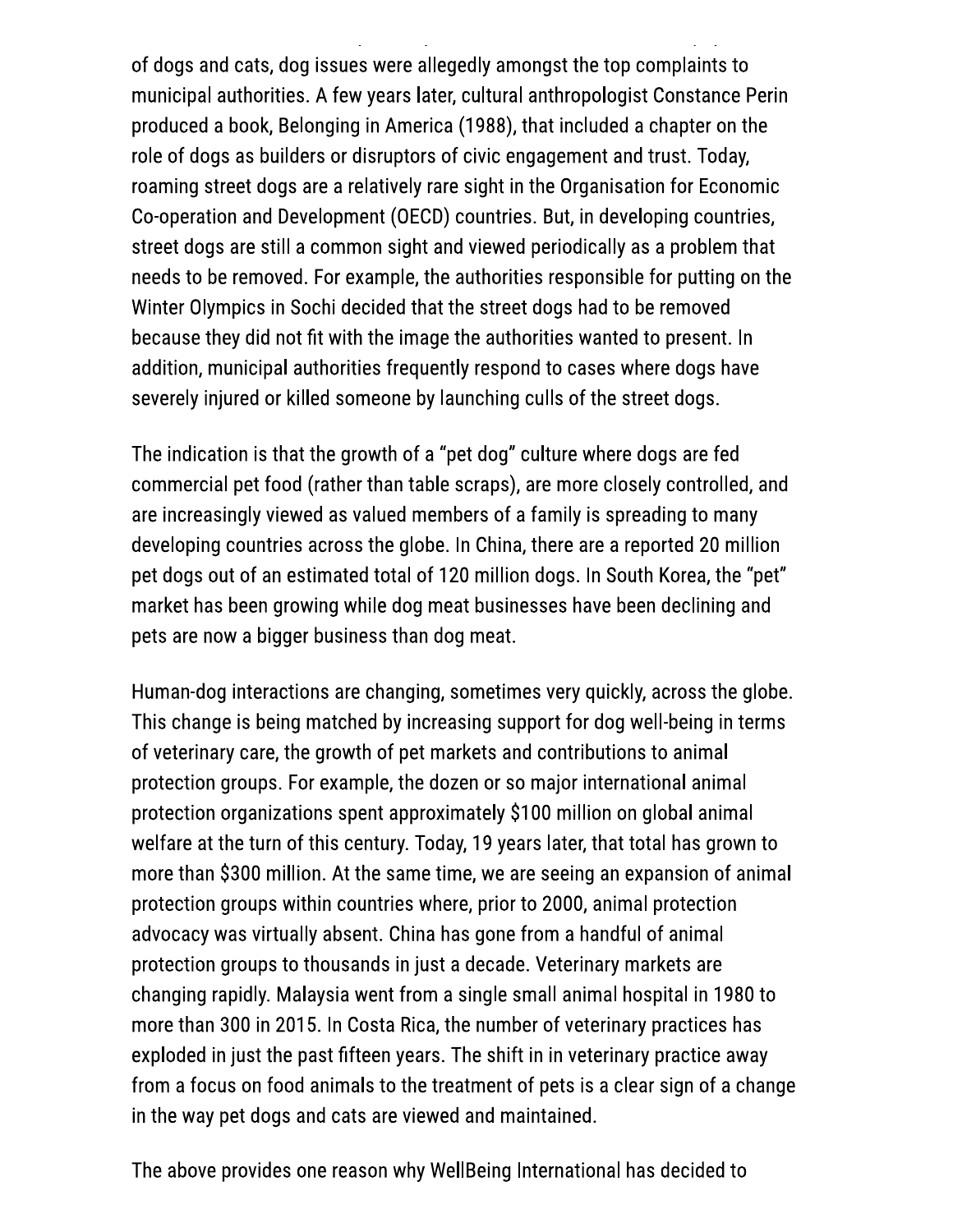of dogs and cats, dog issues were allegedly amongst the top complaints to municipal authorities. A few years later, cultural anthropologist Constance Perin produced a book, Belonging in America (1988), that included a chapter on the role of dogs as builders or disruptors of civic engagement and trust. Today, roaming street dogs are a relatively rare sight in the Organisation for Economic Co-operation and Development (OECD) countries. But, in developing countries, street dogs are still a common sight and viewed periodically as a problem that needs to be removed. For example, the authorities responsible for putting on the Winter Olympics in Sochi decided that the street dogs had to be removed because they did not fit with the image the authorities wanted to present. In addition, municipal authorities frequently respond to cases where dogs have severely injured or killed someone by launching culls of the street dogs.

The indication is that the growth of a "pet dog" culture where dogs are fed commercial pet food (rather than table scraps), are more closely controlled, and are increasingly viewed as valued members of a family is spreading to many developing countries across the globe. In China, there are a reported 20 million pet dogs out of an estimated total of 120 million dogs. In South Korea, the "pet" market has been growing while dog meat businesses have been declining and pets are now a bigger business than dog meat.

Human-dog interactions are changing, sometimes very quickly, across the globe. This change is being matched by increasing support for dog well-being in terms of veterinary care, the growth of pet markets and contributions to animal protection groups. For example, the dozen or so major international animal protection organizations spent approximately $100 million on global animal welfare at the turn of this century. Today, 19 years later, that total has grown to more than $300 million. At the same time, we are seeing an expansion of animal protection groups within countries where, prior to 2000, animal protection advocacy was virtually absent. China has gone from a handful of animal protection groups to thousands in just a decade. Veterinary markets are changing rapidly. Malaysia went from a single small animal hospital in 1980 to more than 300 in 2015. In Costa Rica, the number of veterinary practices has exploded in just the past fifteen years. The shift in in veterinary practice away from a focus on food animals to the treatment of pets is a clear sign of a change in the way pet dogs and cats are viewed and maintained.

The above provides one reason why WellBeing International has decided to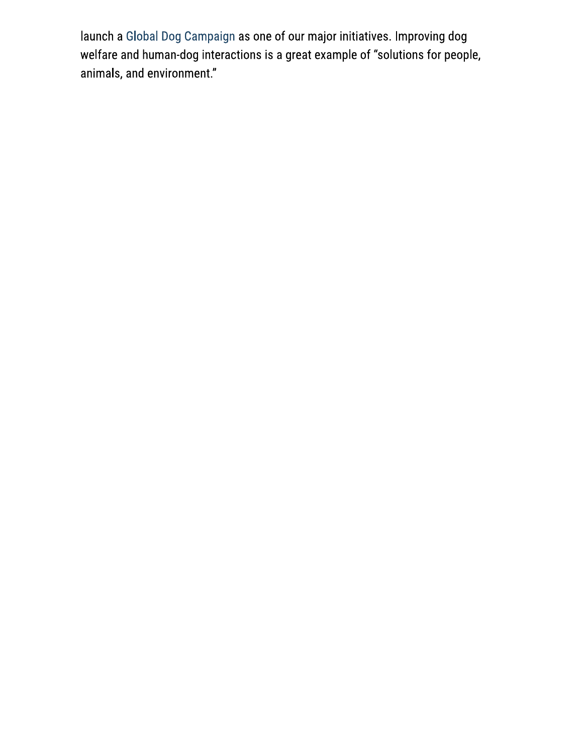launch a Global Dog Campaign as one of our major initiatives. Improving dog welfare and human-dog interactions is a great example of “solutions for people, animals, and environment.”